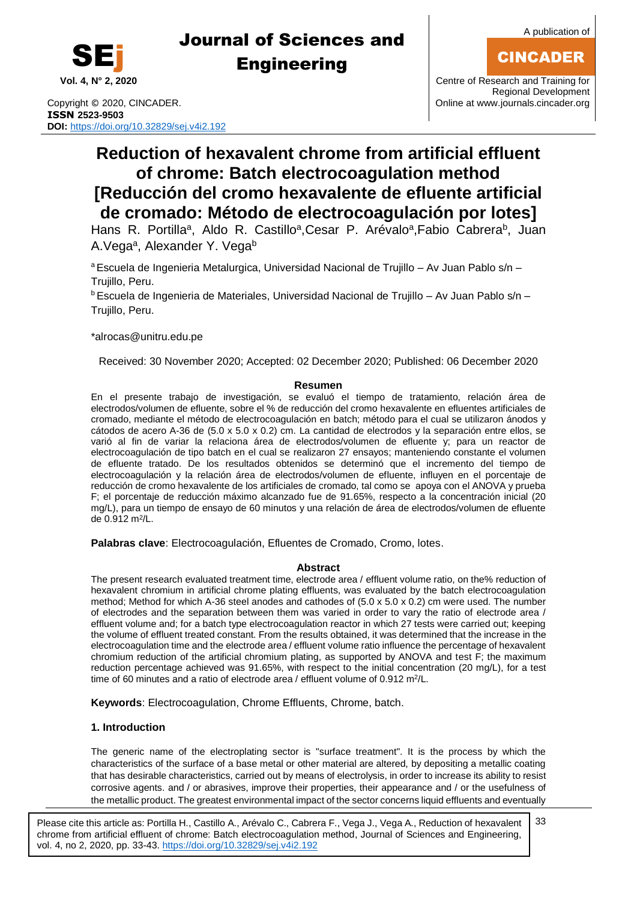# Reduction of hexavalent chrome from artificial effluent of chrome: Batch electrocoagulation method [Reducción del cromo hexavalente de efluente artificial de cromado: Método de electrocoagulación por lotes]

Hans R. Portilla[a], Aldo R. Castillo[a], Cesar P. Arévalo[a], Fabio Cabrera[b], Juan A. Vega[a], Alexander Y. Vega[b]

[a] Escuela de Ingenieria Metalurgica, Universidad Nacional de Trujillo – Av Juan Pablo s/n – Trujillo, Peru.

[b] Escuela de Ingenieria de Materiales, Universidad Nacional de Trujillo – Av Juan Pablo s/n – Trujillo, Peru.

*alrocas@unitru.edu.pe

Received: 30 November 2020; Accepted: 02 December 2020; Published: 06 December 2020

## Resumen

En el presente trabajo de investigación, se evaluó el tiempo de tratamiento, relación área de electrodos/volumen de efluente, sobre el % de reducción del cromo hexavalente en efluentes artificiales de cromado, mediante el método de electrocoagulación en batch; método para el cual se utilizaron ánodos y cátodos de acero A-36 de (5.0 x 5.0 x 0.2) cm. La cantidad de electrodos y la separación entre ellos, se varió al fin de variar la relaciona área de electrodos/volumen de efluente y; para un reactor de electrocoagulación de tipo batch en el cual se realizaron 27 ensayos; manteniendo constante el volumen de efluente tratado. De los resultados obtenidos se determinó que el incremento del tiempo de electrocoagulación y la relación área de electrodos/volumen de efluente, influyen en el porcentaje de reducción de cromo hexavalente de los artificiales de cromado, tal como se apoya con el ANOVA y prueba F; el porcentaje de reducción máximo alcanzado fue de 91.65%, respecto a la concentración inicial (20 mg/L), para un tiempo de ensayo de 60 minutos y una relación de área de electrodos/volumen de efluente de 0.912 $m^2/L$.

**Palabras clave**: Electrocoagulación, Efluentes de Cromado, Cromo, lotes.

## Abstract

The present research evaluated treatment time, electrode area / effluent volume ratio, on the% reduction of hexavalent chromium in artificial chrome plating effluents, was evaluated by the batch electrocoagulation method; Method for which A-36 steel anodes and cathodes of (5.0 x 5.0 x 0.2) cm were used. The number of electrodes and the separation between them was varied in order to vary the ratio of electrode area / effluent volume and; for a batch type electrocoagulation reactor in which 27 tests were carried out; keeping the volume of effluent treated constant. From the results obtained, it was determined that the increase in the electrocoagulation time and the electrode area / effluent volume ratio influence the percentage of hexavalent chromium reduction of the artificial chromium plating, as supported by ANOVA and test F; the maximum reduction percentage achieved was 91.65%, with respect to the initial concentration (20 mg/L), for a test time of 60 minutes and a ratio of electrode area / effluent volume of 0.912 $m^2/L$.

**Keywords**: Electrocoagulation, Chrome Effluents, Chrome, batch.

## 1. Introduction

The generic name of the electroplating sector is "surface treatment". It is the process by which the characteristics of the surface of a base metal or other material are altered, by depositing a metallic coating that has desirable characteristics, carried out by means of electrolysis, in order to increase its ability to resist corrosive agents. and / or abrasives, improve their properties, their appearance and / or the usefulness of the metallic product. The greatest environmental impact of the sector concerns liquid effluents and eventually

Please cite this article as: Portilla H., Castillo A., Arévalo C., Cabrera F., Vega J., Vega A., Reduction of hexavalent chrome from artificial effluent of chrome: Batch electrocoagulation method, Journal of Sciences and Engineering, vol. 4, no 2, 2020, pp. 33-43. https://doi.org/10.32829/sej.v4i2.192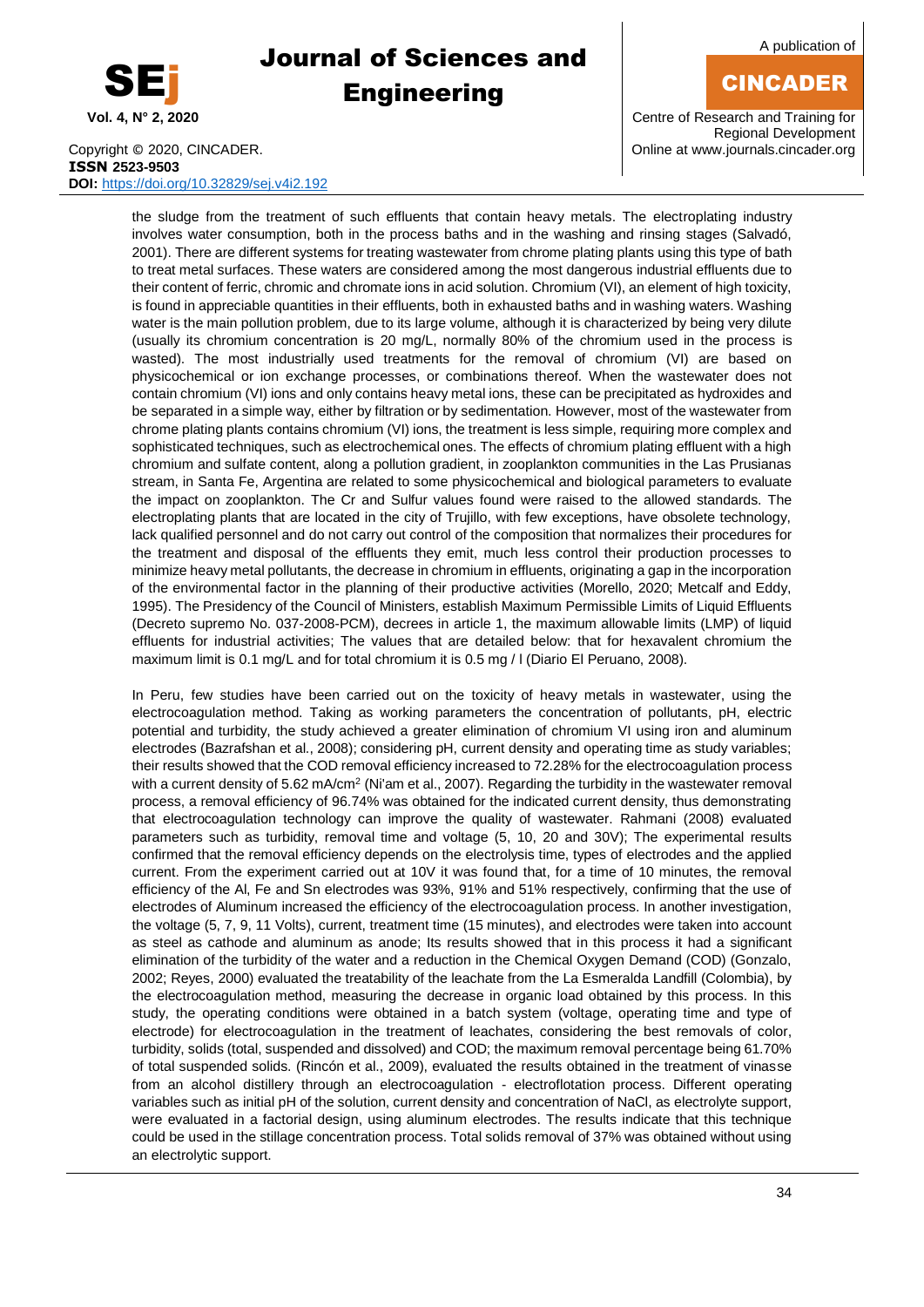the sludge from the treatment of such effluents that contain heavy metals. The electroplating industry involves water consumption, both in the process baths and in the washing and rinsing stages (Salvadó, 2001). There are different systems for treating wastewater from chrome plating plants using this type of bath to treat metal surfaces. These waters are considered among the most dangerous industrial effluents due to their content of ferric, chromic and chromate ions in acid solution. Chromium (VI), an element of high toxicity, is found in appreciable quantities in their effluents, both in exhausted baths and in washing waters. Washing water is the main pollution problem, due to its large volume, although it is characterized by being very dilute (usually its chromium concentration is 20 mg/L, normally 80% of the chromium used in the process is wasted). The most industrially used treatments for the removal of chromium (VI) are based on physicochemical or ion exchange processes, or combinations thereof. When the wastewater does not contain chromium (VI) ions and only contains heavy metal ions, these can be precipitated as hydroxides and be separated in a simple way, either by filtration or by sedimentation. However, most of the wastewater from chrome plating plants contains chromium (VI) ions, the treatment is less simple, requiring more complex and sophisticated techniques, such as electrochemical ones. The effects of chromium plating effluent with a high chromium and sulfate content, along a pollution gradient, in zooplankton communities in the Las Prusianas stream, in Santa Fe, Argentina are related to some physicochemical and biological parameters to evaluate the impact on zooplankton. The Cr and Sulfur values found were raised to the allowed standards. The electroplating plants that are located in the city of Trujillo, with few exceptions, have obsolete technology, lack qualified personnel and do not carry out control of the composition that normalizes their procedures for the treatment and disposal of the effluents they emit, much less control their production processes to minimize heavy metal pollutants, the decrease in chromium in effluents, originating a gap in the incorporation of the environmental factor in the planning of their productive activities (Morello, 2020; Metcalf and Eddy, 1995). The Presidency of the Council of Ministers, establish Maximum Permissible Limits of Liquid Effluents (Decreto supremo No. 037-2008-PCM), decrees in article 1, the maximum allowable limits (LMP) of liquid effluents for industrial activities; The values that are detailed below: that for hexavalent chromium the maximum limit is 0.1 mg/L and for total chromium it is 0.5 mg / l (Diario El Peruano, 2008).

In Peru, few studies have been carried out on the toxicity of heavy metals in wastewater, using the electrocoagulation method. Taking as working parameters the concentration of pollutants, pH, electric potential and turbidity, the study achieved a greater elimination of chromium VI using iron and aluminum electrodes (Bazrafshan et al., 2008); considering pH, current density and operating time as study variables; their results showed that the COD removal efficiency increased to 72.28% for the electrocoagulation process with a current density of 5.62 mA/cm$^2$ (Ni'am et al., 2007). Regarding the turbidity in the wastewater removal process, a removal efficiency of 96.74% was obtained for the indicated current density, thus demonstrating that electrocoagulation technology can improve the quality of wastewater. Rahmani (2008) evaluated parameters such as turbidity, removal time and voltage (5, 10, 20 and 30V); The experimental results confirmed that the removal efficiency depends on the electrolysis time, types of electrodes and the applied current. From the experiment carried out at 10V it was found that, for a time of 10 minutes, the removal efficiency of the Al, Fe and Sn electrodes was 93%, 91% and 51% respectively, confirming that the use of electrodes of Aluminum increased the efficiency of the electrocoagulation process. In another investigation, the voltage (5, 7, 9, 11 Volts), current, treatment time (15 minutes), and electrodes were taken into account as steel as cathode and aluminum as anode; Its results showed that in this process it had a significant elimination of the turbidity of the water and a reduction in the Chemical Oxygen Demand (COD) (Gonzalo, 2002; Reyes, 2000) evaluated the treatability of the leachate from the La Esmeralda Landfill (Colombia), by the electrocoagulation method, measuring the decrease in organic load obtained by this process. In this study, the operating conditions were obtained in a batch system (voltage, operating time and type of electrode) for electrocoagulation in the treatment of leachates, considering the best removals of color, turbidity, solids (total, suspended and dissolved) and COD; the maximum removal percentage being 61.70% of total suspended solids. (Rincón et al., 2009), evaluated the results obtained in the treatment of vinasse from an alcohol distillery through an electrocoagulation - electroflotation process. Different operating variables such as initial pH of the solution, current density and concentration of NaCl, as electrolyte support, were evaluated in a factorial design, using aluminum electrodes. The results indicate that this technique could be used in the stillage concentration process. Total solids removal of 37% was obtained without using an electrolytic support.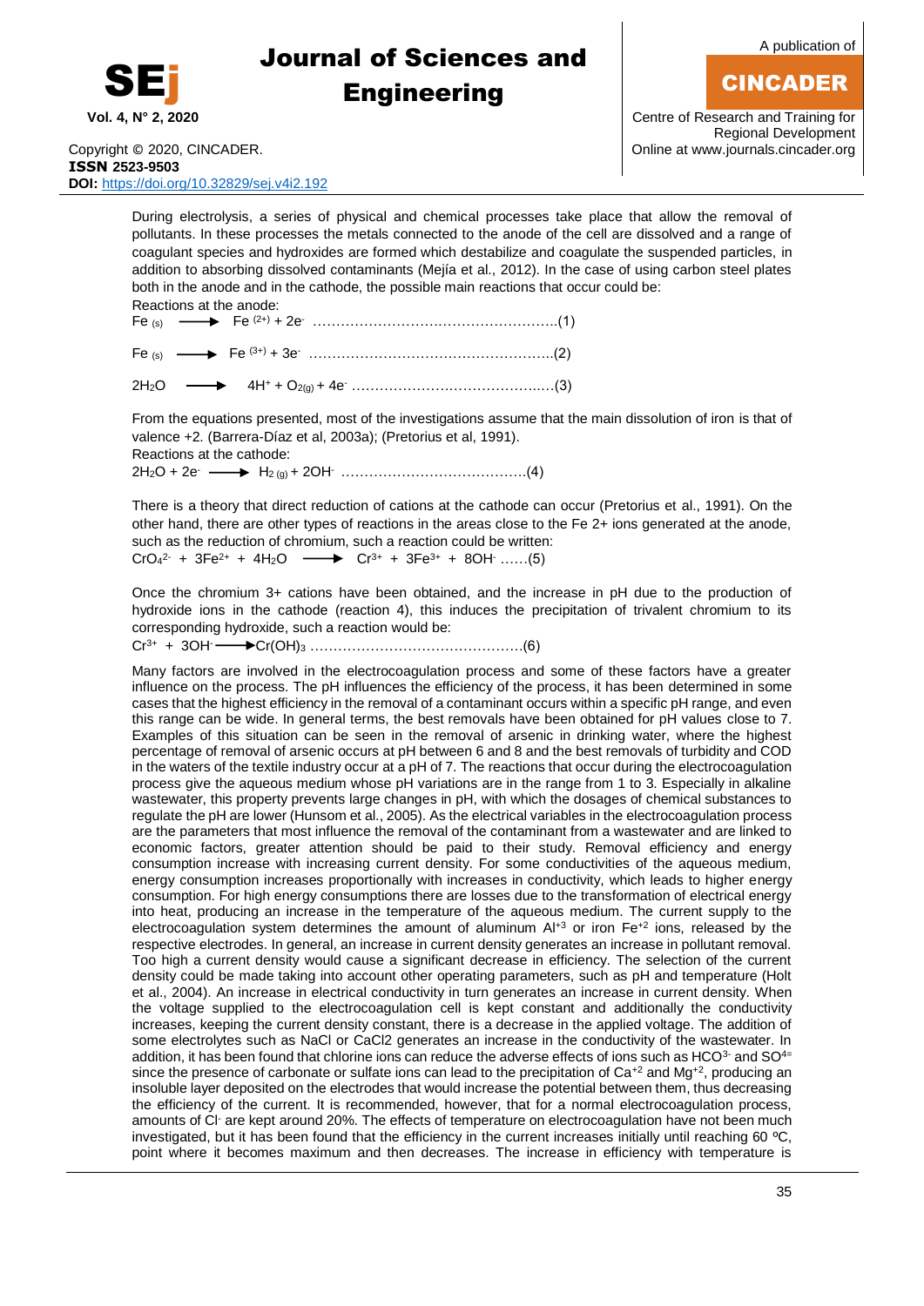During electrolysis, a series of physical and chemical processes take place that allow the removal of pollutants. In these processes the metals connected to the anode of the cell are dissolved and a range of coagulant species and hydroxides are formed which destabilize and coagulate the suspended particles, in addition to absorbing dissolved contaminants (Mejía et al., 2012). In the case of using carbon steel plates both in the anode and in the cathode, the possible main reactions that occur could be:

Reactions at the anode:

$$Fe_{(s)} \longrightarrow Fe^{(2+)} + 2e^{-} \quad \ldots\ldots\ldots\ldots\ldots\ldots\ldots\ldots\ldots\ldots\ldots\ldots\ldots\ldots\ldots\ldots(1)$$

$$Fe_{(s)} \longrightarrow Fe^{(3+)} + 3e^{-} \quad \ldots\ldots\ldots\ldots\ldots\ldots\ldots\ldots\ldots\ldots\ldots\ldots\ldots\ldots\ldots\ldots(2)$$

$$2H_2O \longrightarrow 4H^{+} + O_{2(g)} + 4e^{-} \quad \ldots\ldots\ldots\ldots\ldots\ldots\ldots\ldots\ldots\ldots\ldots\ldots\ldots(3)$$

From the equations presented, most of the investigations assume that the main dissolution of iron is that of valence +2. (Barrera-Díaz et al, 2003a); (Pretorius et al, 1991).

Reactions at the cathode:

$$2H_2O + 2e^{-} \longrightarrow H_{2\,(g)} + 2OH^{-} \quad \ldots\ldots\ldots\ldots\ldots\ldots\ldots\ldots\ldots\ldots\ldots\ldots(4)$$

There is a theory that direct reduction of cations at the cathode can occur (Pretorius et al., 1991). On the other hand, there are other types of reactions in the areas close to the Fe 2+ ions generated at the anode, such as the reduction of chromium, such a reaction could be written:

$$CrO_4^{2-} + 3Fe^{2+} + 4H_2O \longrightarrow Cr^{3+} + 3Fe^{3+} + 8OH^{-} \ldots\ldots(5)$$

Once the chromium 3+ cations have been obtained, and the increase in pH due to the production of hydroxide ions in the cathode (reaction 4), this induces the precipitation of trivalent chromium to its corresponding hydroxide, such a reaction would be:

$$Cr^{3+} + 3OH^{-} \longrightarrow Cr(OH)_3 \ldots\ldots\ldots\ldots\ldots\ldots\ldots\ldots\ldots\ldots\ldots\ldots\ldots\ldots(6)$$

Many factors are involved in the electrocoagulation process and some of these factors have a greater influence on the process. The pH influences the efficiency of the process, it has been determined in some cases that the highest efficiency in the removal of a contaminant occurs within a specific pH range, and even this range can be wide. In general terms, the best removals have been obtained for pH values close to 7. Examples of this situation can be seen in the removal of arsenic in drinking water, where the highest percentage of removal of arsenic occurs at pH between 6 and 8 and the best removals of turbidity and COD in the waters of the textile industry occur at a pH of 7. The reactions that occur during the electrocoagulation process give the aqueous medium whose pH variations are in the range from 1 to 3. Especially in alkaline wastewater, this property prevents large changes in pH, with which the dosages of chemical substances to regulate the pH are lower (Hunsom et al., 2005). As the electrical variables in the electrocoagulation process are the parameters that most influence the removal of the contaminant from a wastewater and are linked to economic factors, greater attention should be paid to their study. Removal efficiency and energy consumption increase with increasing current density. For some conductivities of the aqueous medium, energy consumption increases proportionally with increases in conductivity, which leads to higher energy consumption. For high energy consumptions there are losses due to the transformation of electrical energy into heat, producing an increase in the temperature of the aqueous medium. The current supply to the electrocoagulation system determines the amount of aluminum $Al^{+3}$ or iron $Fe^{+2}$ ions, released by the respective electrodes. In general, an increase in current density generates an increase in pollutant removal. Too high a current density would cause a significant decrease in efficiency. The selection of the current density could be made taking into account other operating parameters, such as pH and temperature (Holt et al., 2004). An increase in electrical conductivity in turn generates an increase in current density. When the voltage supplied to the electrocoagulation cell is kept constant and additionally the conductivity increases, keeping the current density constant, there is a decrease in the applied voltage. The addition of some electrolytes such as NaCl or CaCl2 generates an increase in the conductivity of the wastewater. In addition, it has been found that chlorine ions can reduce the adverse effects of ions such as $HCO^{3-}$ and $SO^{4=}$ since the presence of carbonate or sulfate ions can lead to the precipitation of $Ca^{+2}$ and $Mg^{+2}$, producing an insoluble layer deposited on the electrodes that would increase the potential between them, thus decreasing the efficiency of the current. It is recommended, however, that for a normal electrocoagulation process, amounts of $Cl^{-}$ are kept around 20%. The effects of temperature on electrocoagulation have not been much investigated, but it has been found that the efficiency in the current increases initially until reaching 60 ºC, point where it becomes maximum and then decreases. The increase in efficiency with temperature is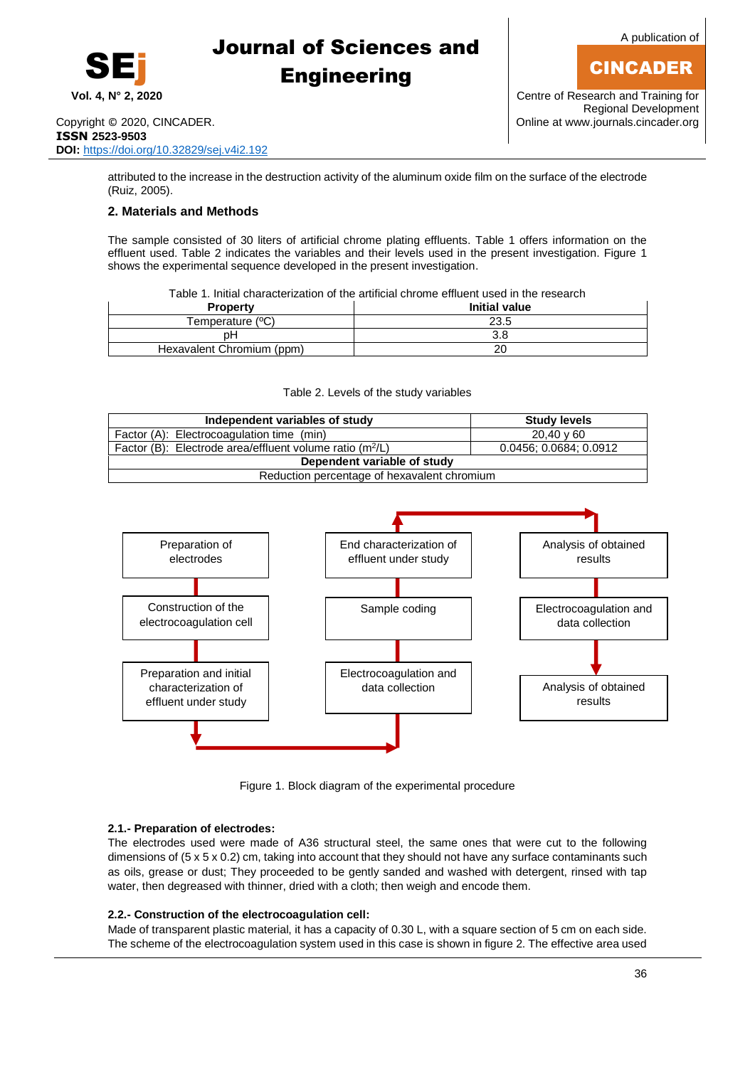attributed to the increase in the destruction activity of the aluminum oxide film on the surface of the electrode (Ruiz, 2005).

## 2. Materials and Methods

The sample consisted of 30 liters of artificial chrome plating effluents. Table 1 offers information on the effluent used. Table 2 indicates the variables and their levels used in the present investigation. Figure 1 shows the experimental sequence developed in the present investigation.

Table 1. Initial characterization of the artificial chrome effluent used in the research

| Property | Initial value |
|---|---|
| Temperature (ºC) | 23.5 |
| pH | 3.8 |
| Hexavalent Chromium (ppm) | 20 |

Table 2. Levels of the study variables

| Independent variables of study | Study levels |
|---|---|
| Factor (A): Electrocoagulation time (min) | 20,40 y 60 |
| Factor (B): Electrode area/effluent volume ratio ($m^2$/L) | 0.0456; 0.0684; 0.0912 |
| **Dependent variable of study** | |
| Reduction percentage of hexavalent chromium | |

Preparation of electrodes → Construction of the electrocoagulation cell → Preparation and initial characterization of effluent under study → Electrocoagulation and data collection → Sample coding → End characterization of effluent under study → Analysis of obtained results → Electrocoagulation and data collection → Analysis of obtained results

Figure 1. Block diagram of the experimental procedure

### 2.1.- Preparation of electrodes:

The electrodes used were made of A36 structural steel, the same ones that were cut to the following dimensions of (5 x 5 x 0.2) cm, taking into account that they should not have any surface contaminants such as oils, grease or dust; They proceeded to be gently sanded and washed with detergent, rinsed with tap water, then degreased with thinner, dried with a cloth; then weigh and encode them.

### 2.2.- Construction of the electrocoagulation cell:

Made of transparent plastic material, it has a capacity of 0.30 L, with a square section of 5 cm on each side. The scheme of the electrocoagulation system used in this case is shown in figure 2. The effective area used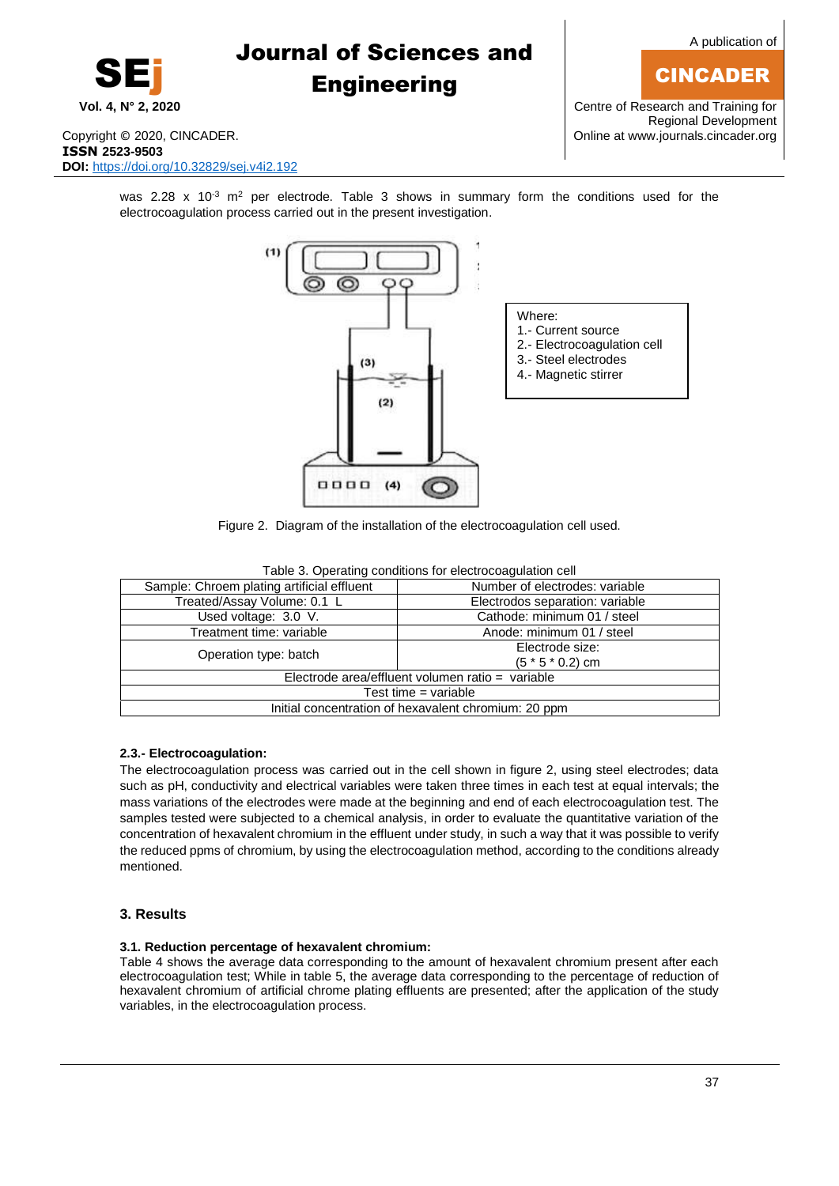was 2.28 x $10^{-3}$ $m^2$ per electrode. Table 3 shows in summary form the conditions used for the electrocoagulation process carried out in the present investigation.

Where:
1.- Current source
2.- Electrocoagulation cell
3.- Steel electrodes
4.- Magnetic stirrer

Figure 2. Diagram of the installation of the electrocoagulation cell used.

Table 3. Operating conditions for electrocoagulation cell

| Sample: Chroem plating artificial effluent | Number of electrodes: variable |
|---|---|
| Treated/Assay Volume: 0.1 L | Electrodos separation: variable |
| Used voltage: 3.0 V. | Cathode: minimum 01 / steel |
| Treatment time: variable | Anode: minimum 01 / steel |
| Operation type: batch | Electrode size: (5 * 5 * 0.2) cm |
| Electrode area/effluent volumen ratio = variable | |
| Test time = variable | |
| Initial concentration of hexavalent chromium: 20 ppm | |

#### 2.3.- Electrocoagulation:

The electrocoagulation process was carried out in the cell shown in figure 2, using steel electrodes; data such as pH, conductivity and electrical variables were taken three times in each test at equal intervals; the mass variations of the electrodes were made at the beginning and end of each electrocoagulation test. The samples tested were subjected to a chemical analysis, in order to evaluate the quantitative variation of the concentration of hexavalent chromium in the effluent under study, in such a way that it was possible to verify the reduced ppms of chromium, by using the electrocoagulation method, according to the conditions already mentioned.

### 3. Results

#### 3.1. Reduction percentage of hexavalent chromium:

Table 4 shows the average data corresponding to the amount of hexavalent chromium present after each electrocoagulation test; While in table 5, the average data corresponding to the percentage of reduction of hexavalent chromium of artificial chrome plating effluents are presented; after the application of the study variables, in the electrocoagulation process.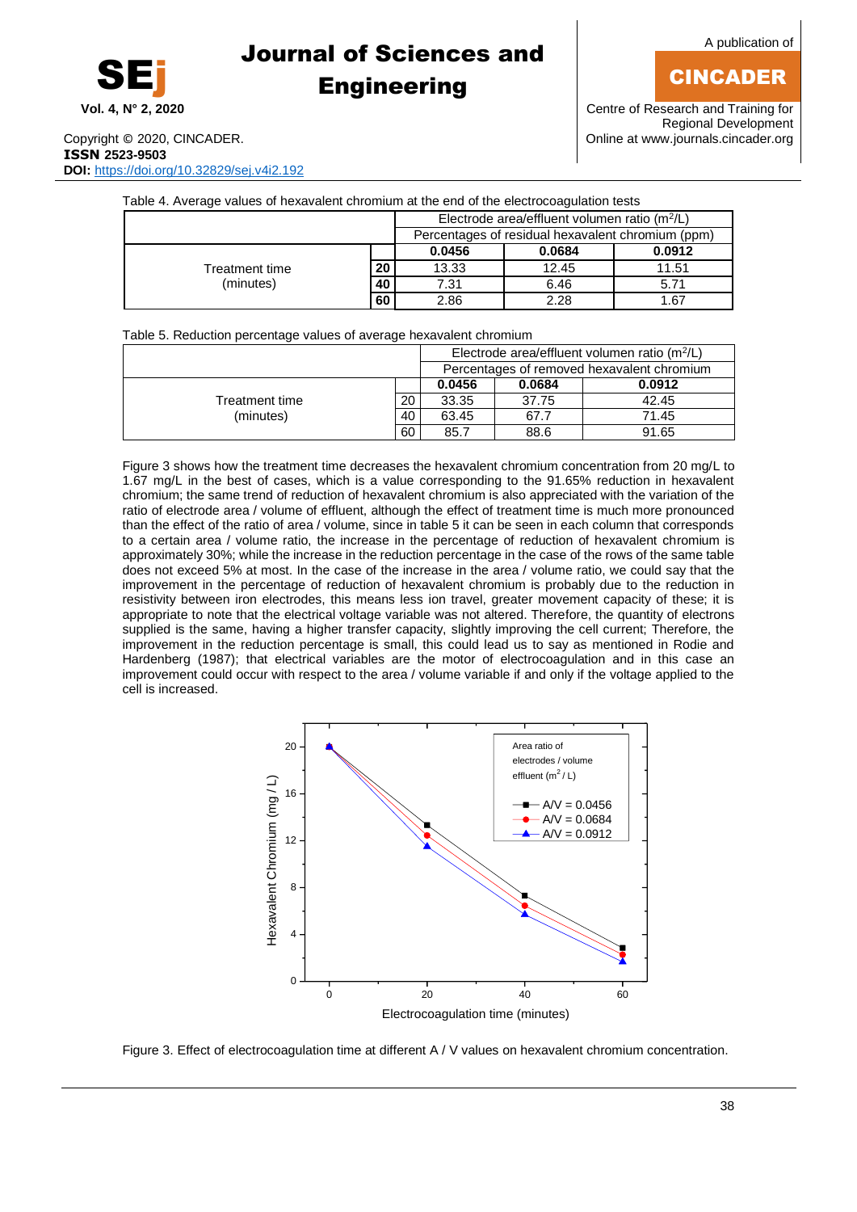Table 4. Average values of hexavalent chromium at the end of the electrocoagulation tests

| | | Electrode area/effluent volumen ratio ($m^2/L$) | | |
|---|---|---|---|---|
| | | Percentages of residual hexavalent chromium (ppm) | | |
| | | **0.0456** | **0.0684** | **0.0912** |
| Treatment time (minutes) | **20** | 13.33 | 12.45 | 11.51 |
| | **40** | 7.31 | 6.46 | 5.71 |
| | **60** | 2.86 | 2.28 | 1.67 |

Table 5. Reduction percentage values of average hexavalent chromium

| | | Electrode area/effluent volumen ratio ($m^2/L$) | | |
|---|---|---|---|---|
| | | Percentages of removed hexavalent chromium | | |
| | | **0.0456** | **0.0684** | **0.0912** |
| Treatment time (minutes) | 20 | 33.35 | 37.75 | 42.45 |
| | 40 | 63.45 | 67.7 | 71.45 |
| | 60 | 85.7 | 88.6 | 91.65 |

Figure 3 shows how the treatment time decreases the hexavalent chromium concentration from 20 mg/L to 1.67 mg/L in the best of cases, which is a value corresponding to the 91.65% reduction in hexavalent chromium; the same trend of reduction of hexavalent chromium is also appreciated with the variation of the ratio of electrode area / volume of effluent, although the effect of treatment time is much more pronounced than the effect of the ratio of area / volume, since in table 5 it can be seen in each column that corresponds to a certain area / volume ratio, the increase in the percentage of reduction of hexavalent chromium is approximately 30%; while the increase in the reduction percentage in the case of the rows of the same table does not exceed 5% at most. In the case of the increase in the area / volume ratio, we could say that the improvement in the percentage of reduction of hexavalent chromium is probably due to the reduction in resistivity between iron electrodes, this means less ion travel, greater movement capacity of these; it is appropriate to note that the electrical voltage variable was not altered. Therefore, the quantity of electrons supplied is the same, having a higher transfer capacity, slightly improving the cell current; Therefore, the improvement in the reduction percentage is small, this could lead us to say as mentioned in Rodie and Hardenberg (1987); that electrical variables are the motor of electrocoagulation and in this case an improvement could occur with respect to the area / volume variable if and only if the voltage applied to the cell is increased.

Figure 3. Effect of electrocoagulation time at different A / V values on hexavalent chromium concentration.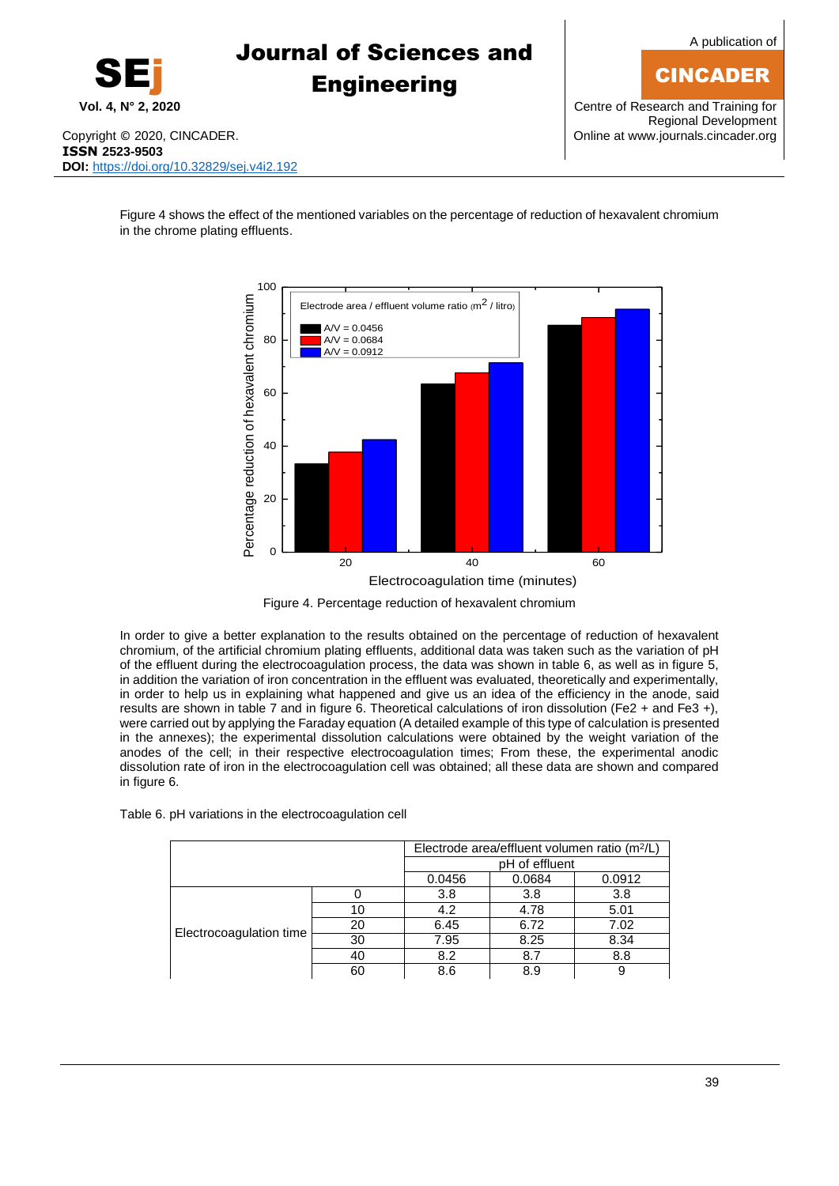Figure 4 shows the effect of the mentioned variables on the percentage of reduction of hexavalent chromium in the chrome plating effluents.

Figure 4. Percentage reduction of hexavalent chromium

In order to give a better explanation to the results obtained on the percentage of reduction of hexavalent chromium, of the artificial chromium plating effluents, additional data was taken such as the variation of pH of the effluent during the electrocoagulation process, the data was shown in table 6, as well as in figure 5, in addition the variation of iron concentration in the effluent was evaluated, theoretically and experimentally, in order to help us in explaining what happened and give us an idea of the efficiency in the anode, said results are shown in table 7 and in figure 6. Theoretical calculations of iron dissolution (Fe2 + and Fe3 +), were carried out by applying the Faraday equation (A detailed example of this type of calculation is presented in the annexes); the experimental dissolution calculations were obtained by the weight variation of the anodes of the cell; in their respective electrocoagulation times; From these, the experimental anodic dissolution rate of iron in the electrocoagulation cell was obtained; all these data are shown and compared in figure 6.

Table 6. pH variations in the electrocoagulation cell

| | | Electrode area/effluent volumen ratio ($m^2/L$) | | |
|---|---|---|---|---|
| | | pH of effluent | | |
| | | 0.0456 | 0.0684 | 0.0912 |
| Electrocoagulation time | 0 | 3.8 | 3.8 | 3.8 |
| | 10 | 4.2 | 4.78 | 5.01 |
| | 20 | 6.45 | 6.72 | 7.02 |
| | 30 | 7.95 | 8.25 | 8.34 |
| | 40 | 8.2 | 8.7 | 8.8 |
| | 60 | 8.6 | 8.9 | 9 |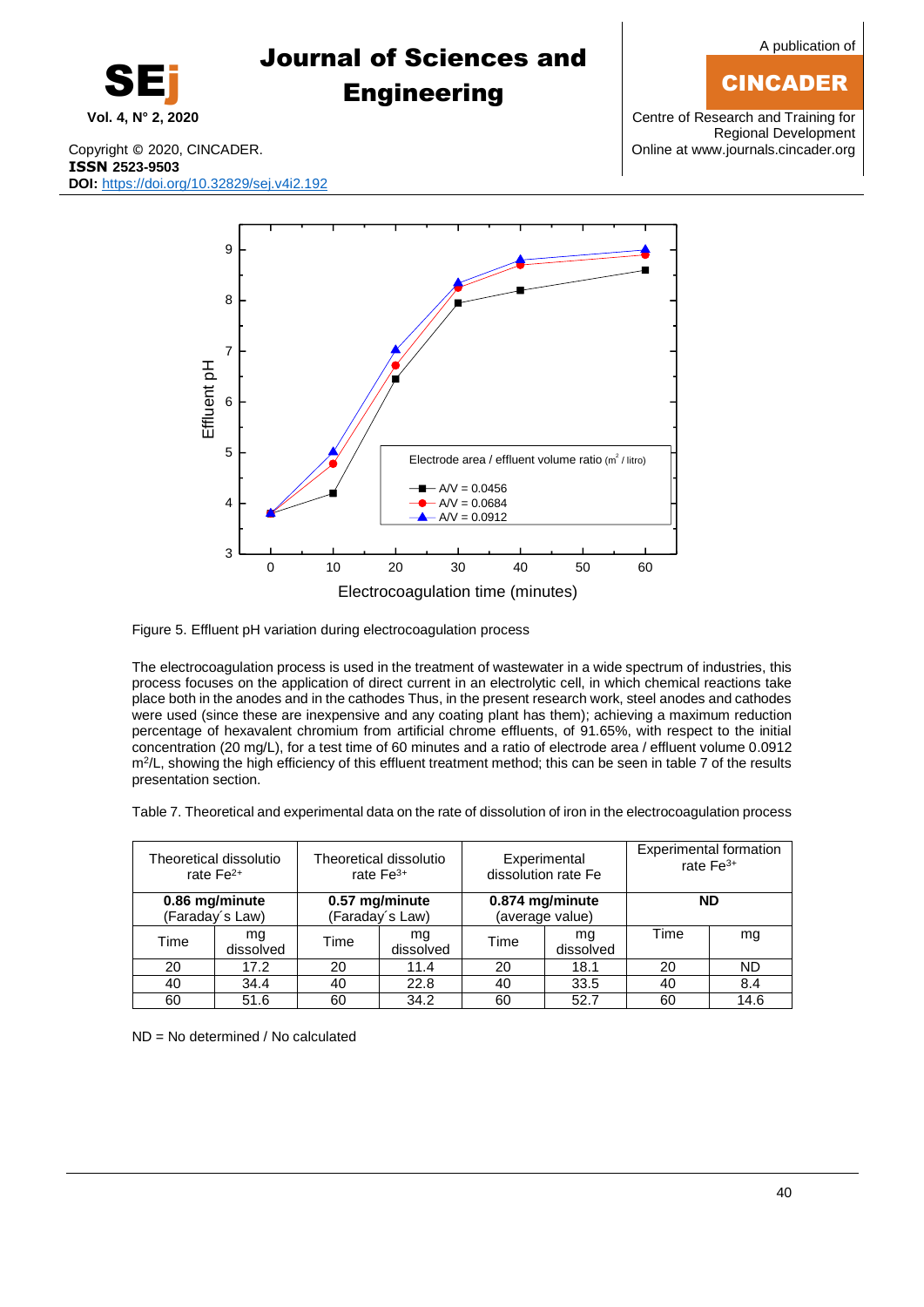Figure 5. Effluent pH variation during electrocoagulation process

The electrocoagulation process is used in the treatment of wastewater in a wide spectrum of industries, this process focuses on the application of direct current in an electrolytic cell, in which chemical reactions take place both in the anodes and in the cathodes Thus, in the present research work, steel anodes and cathodes were used (since these are inexpensive and any coating plant has them); achieving a maximum reduction percentage of hexavalent chromium from artificial chrome effluents, of 91.65%, with respect to the initial concentration (20 mg/L), for a test time of 60 minutes and a ratio of electrode area / effluent volume 0.0912 $m^2$/L, showing the high efficiency of this effluent treatment method; this can be seen in table 7 of the results presentation section.

Table 7. Theoretical and experimental data on the rate of dissolution of iron in the electrocoagulation process

| Theoretical dissolutio rate $Fe^{2+}$ | | Theoretical dissolutio rate $Fe^{3+}$ | | Experimental dissolution rate Fe | | Experimental formation rate $Fe^{3+}$ | |
|---|---|---|---|---|---|---|---|
| **0.86 mg/minute** (Faraday´s Law) | | **0.57 mg/minute** (Faraday´s Law) | | **0.874 mg/minute** (average value) | | **ND** | |
| Time | mg dissolved | Time | mg dissolved | Time | mg dissolved | Time | mg |
| 20 | 17.2 | 20 | 11.4 | 20 | 18.1 | 20 | ND |
| 40 | 34.4 | 40 | 22.8 | 40 | 33.5 | 40 | 8.4 |
| 60 | 51.6 | 60 | 34.2 | 60 | 52.7 | 60 | 14.6 |

ND = No determined / No calculated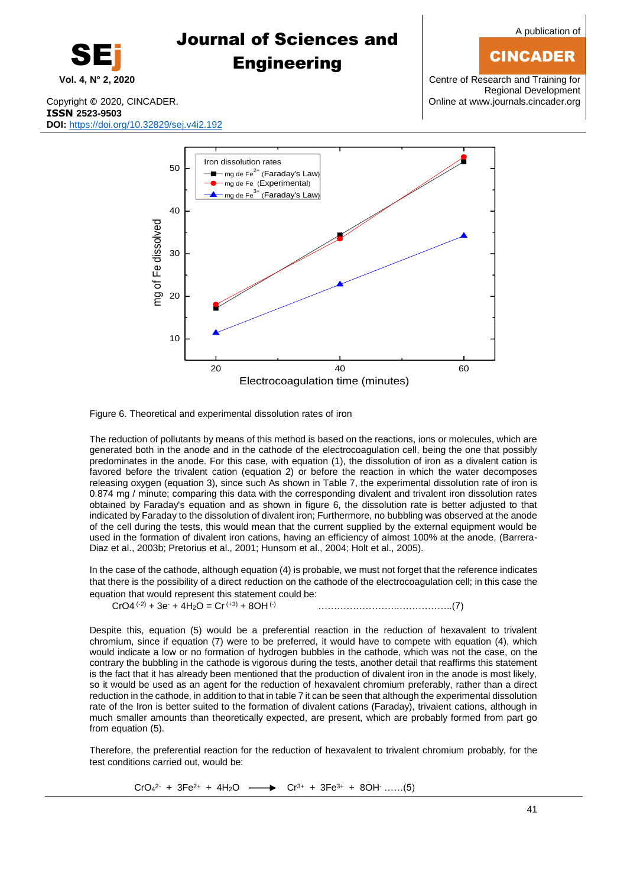Figure 6. Theoretical and experimental dissolution rates of iron

The reduction of pollutants by means of this method is based on the reactions, ions or molecules, which are generated both in the anode and in the cathode of the electrocoagulation cell, being the one that possibly predominates in the anode. For this case, with equation (1), the dissolution of iron as a divalent cation is favored before the trivalent cation (equation 2) or before the reaction in which the water decomposes releasing oxygen (equation 3), since such As shown in Table 7, the experimental dissolution rate of iron is 0.874 mg / minute; comparing this data with the corresponding divalent and trivalent iron dissolution rates obtained by Faraday's equation and as shown in figure 6, the dissolution rate is better adjusted to that indicated by Faraday to the dissolution of divalent iron; Furthermore, no bubbling was observed at the anode of the cell during the tests, this would mean that the current supplied by the external equipment would be used in the formation of divalent iron cations, having an efficiency of almost 100% at the anode, (Barrera-Diaz et al., 2003b; Pretorius et al., 2001; Hunsom et al., 2004; Holt et al., 2005).

In the case of the cathode, although equation (4) is probable, we must not forget that the reference indicates that there is the possibility of a direct reduction on the cathode of the electrocoagulation cell; in this case the equation that would represent this statement could be:

$$CrO4^{(-2)} + 3e^{-} + 4H_2O = Cr^{(+3)} + 8OH^{(-)} \quad \ldots\ldots\ldots\ldots\ldots\ldots\ldots\ldots\ldots\ldots(7)$$

Despite this, equation (5) would be a preferential reaction in the reduction of hexavalent to trivalent chromium, since if equation (7) were to be preferred, it would have to compete with equation (4), which would indicate a low or no formation of hydrogen bubbles in the cathode, which was not the case, on the contrary the bubbling in the cathode is vigorous during the tests, another detail that reaffirms this statement is the fact that it has already been mentioned that the production of divalent iron in the anode is most likely, so it would be used as an agent for the reduction of hexavalent chromium preferably, rather than a direct reduction in the cathode, in addition to that in table 7 it can be seen that although the experimental dissolution rate of the Iron is better suited to the formation of divalent cations (Faraday), trivalent cations, although in much smaller amounts than theoretically expected, are present, which are probably formed from part go from equation (5).

Therefore, the preferential reaction for the reduction of hexavalent to trivalent chromium probably, for the test conditions carried out, would be:

$$CrO_4^{2-} + 3Fe^{2+} + 4H_2O \longrightarrow Cr^{3+} + 3Fe^{3+} + 8OH^{-} \quad \ldots\ldots(5)$$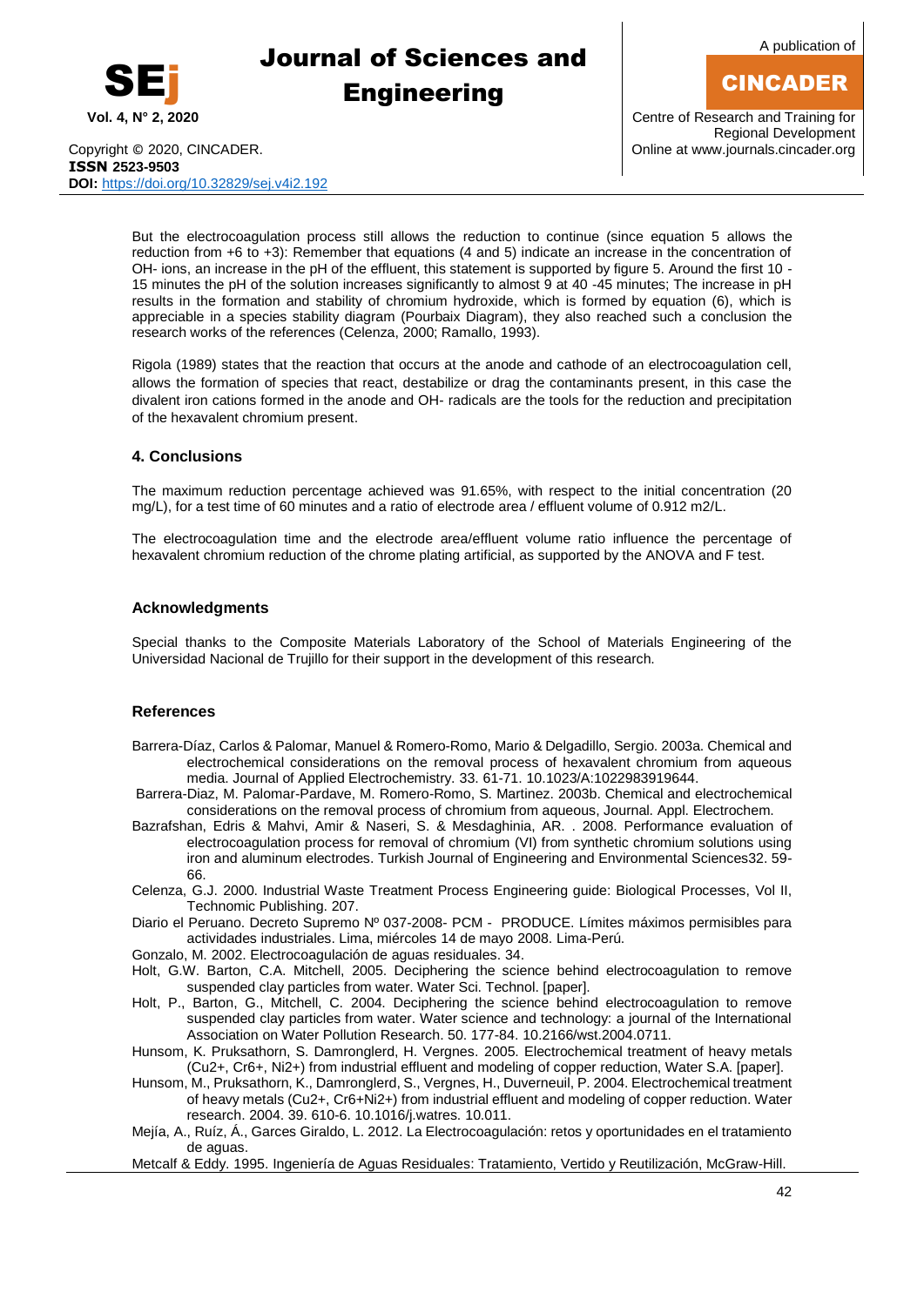But the electrocoagulation process still allows the reduction to continue (since equation 5 allows the reduction from +6 to +3): Remember that equations (4 and 5) indicate an increase in the concentration of OH- ions, an increase in the pH of the effluent, this statement is supported by figure 5. Around the first 10 - 15 minutes the pH of the solution increases significantly to almost 9 at 40 -45 minutes; The increase in pH results in the formation and stability of chromium hydroxide, which is formed by equation (6), which is appreciable in a species stability diagram (Pourbaix Diagram), they also reached such a conclusion the research works of the references (Celenza, 2000; Ramallo, 1993).

Rigola (1989) states that the reaction that occurs at the anode and cathode of an electrocoagulation cell, allows the formation of species that react, destabilize or drag the contaminants present, in this case the divalent iron cations formed in the anode and OH- radicals are the tools for the reduction and precipitation of the hexavalent chromium present.

## 4. Conclusions

The maximum reduction percentage achieved was 91.65%, with respect to the initial concentration (20 mg/L), for a test time of 60 minutes and a ratio of electrode area / effluent volume of 0.912 m2/L.

The electrocoagulation time and the electrode area/effluent volume ratio influence the percentage of hexavalent chromium reduction of the chrome plating artificial, as supported by the ANOVA and F test.

## Acknowledgments

Special thanks to the Composite Materials Laboratory of the School of Materials Engineering of the Universidad Nacional de Trujillo for their support in the development of this research.

## References

Barrera-Díaz, Carlos & Palomar, Manuel & Romero-Romo, Mario & Delgadillo, Sergio. 2003a. Chemical and electrochemical considerations on the removal process of hexavalent chromium from aqueous media. Journal of Applied Electrochemistry. 33. 61-71. 10.1023/A:1022983919644.

Barrera-Diaz, M. Palomar-Pardave, M. Romero-Romo, S. Martinez. 2003b. Chemical and electrochemical considerations on the removal process of chromium from aqueous, Journal. Appl. Electrochem.

Bazrafshan, Edris & Mahvi, Amir & Naseri, S. & Mesdaghinia, AR. . 2008. Performance evaluation of electrocoagulation process for removal of chromium (VI) from synthetic chromium solutions using iron and aluminum electrodes. Turkish Journal of Engineering and Environmental Sciences32. 59-66.

Celenza, G.J. 2000. Industrial Waste Treatment Process Engineering guide: Biological Processes, Vol II, Technomic Publishing. 207.

Diario el Peruano. Decreto Supremo Nº 037-2008- PCM - PRODUCE. Límites máximos permisibles para actividades industriales. Lima, miércoles 14 de mayo 2008. Lima-Perú.

Gonzalo, M. 2002. Electrocoagulación de aguas residuales. 34.

Holt, G.W. Barton, C.A. Mitchell, 2005. Deciphering the science behind electrocoagulation to remove suspended clay particles from water. Water Sci. Technol. [paper].

Holt, P., Barton, G., Mitchell, C. 2004. Deciphering the science behind electrocoagulation to remove suspended clay particles from water. Water science and technology: a journal of the International Association on Water Pollution Research. 50. 177-84. 10.2166/wst.2004.0711.

Hunsom, K. Pruksathorn, S. Damronglerd, H. Vergnes. 2005. Electrochemical treatment of heavy metals (Cu2+, Cr6+, Ni2+) from industrial effluent and modeling of copper reduction, Water S.A. [paper].

Hunsom, M., Pruksathorn, K., Damronglerd, S., Vergnes, H., Duverneuil, P. 2004. Electrochemical treatment of heavy metals (Cu2+, Cr6+Ni2+) from industrial effluent and modeling of copper reduction. Water research. 2004. 39. 610-6. 10.1016/j.watres. 10.011.

Mejía, A., Ruíz, Á., Garces Giraldo, L. 2012. La Electrocoagulación: retos y oportunidades en el tratamiento de aguas.

Metcalf & Eddy. 1995. Ingeniería de Aguas Residuales: Tratamiento, Vertido y Reutilización, McGraw-Hill.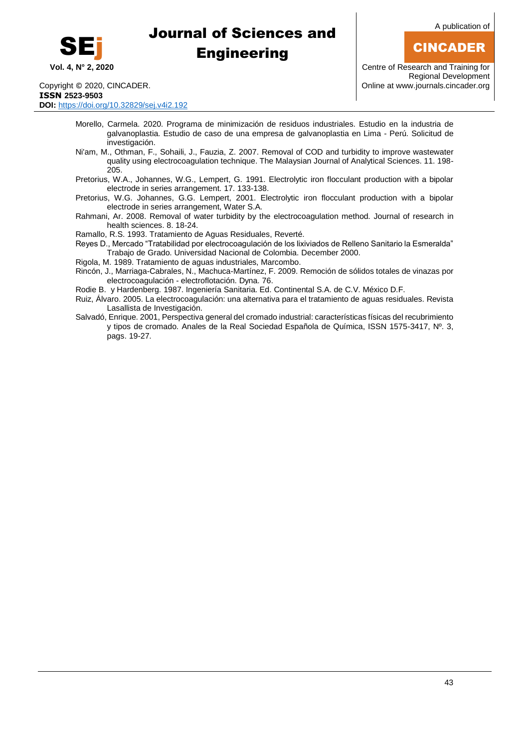Morello, Carmela. 2020. Programa de minimización de residuos industriales. Estudio en la industria de galvanoplastia. Estudio de caso de una empresa de galvanoplastia en Lima - Perú. Solicitud de investigación.

Ni'am, M., Othman, F., Sohaili, J., Fauzia, Z. 2007. Removal of COD and turbidity to improve wastewater quality using electrocoagulation technique. The Malaysian Journal of Analytical Sciences. 11. 198-205.

Pretorius, W.A., Johannes, W.G., Lempert, G. 1991. Electrolytic iron flocculant production with a bipolar electrode in series arrangement. 17. 133-138.

Pretorius, W.G. Johannes, G.G. Lempert, 2001. Electrolytic iron flocculant production with a bipolar electrode in series arrangement, Water S.A.

Rahmani, Ar. 2008. Removal of water turbidity by the electrocoagulation method. Journal of research in health sciences. 8. 18-24.

Ramallo, R.S. 1993. Tratamiento de Aguas Residuales, Reverté.

Reyes D., Mercado "Tratabilidad por electrocoagulación de los lixiviados de Relleno Sanitario la Esmeralda" Trabajo de Grado. Universidad Nacional de Colombia. December 2000.

Rigola, M. 1989. Tratamiento de aguas industriales, Marcombo.

Rincón, J., Marriaga-Cabrales, N., Machuca-Martínez, F. 2009. Remoción de sólidos totales de vinazas por electrocoagulación - electroflotación. Dyna. 76.

Rodie B. y Hardenberg. 1987. Ingeniería Sanitaria. Ed. Continental S.A. de C.V. México D.F.

Ruiz, Álvaro. 2005. La electrocoagulación: una alternativa para el tratamiento de aguas residuales. Revista Lasallista de Investigación.

Salvadó, Enrique. 2001, Perspectiva general del cromado industrial: características físicas del recubrimiento y tipos de cromado. Anales de la Real Sociedad Española de Química, ISSN 1575-3417, Nº. 3, pags. 19-27.